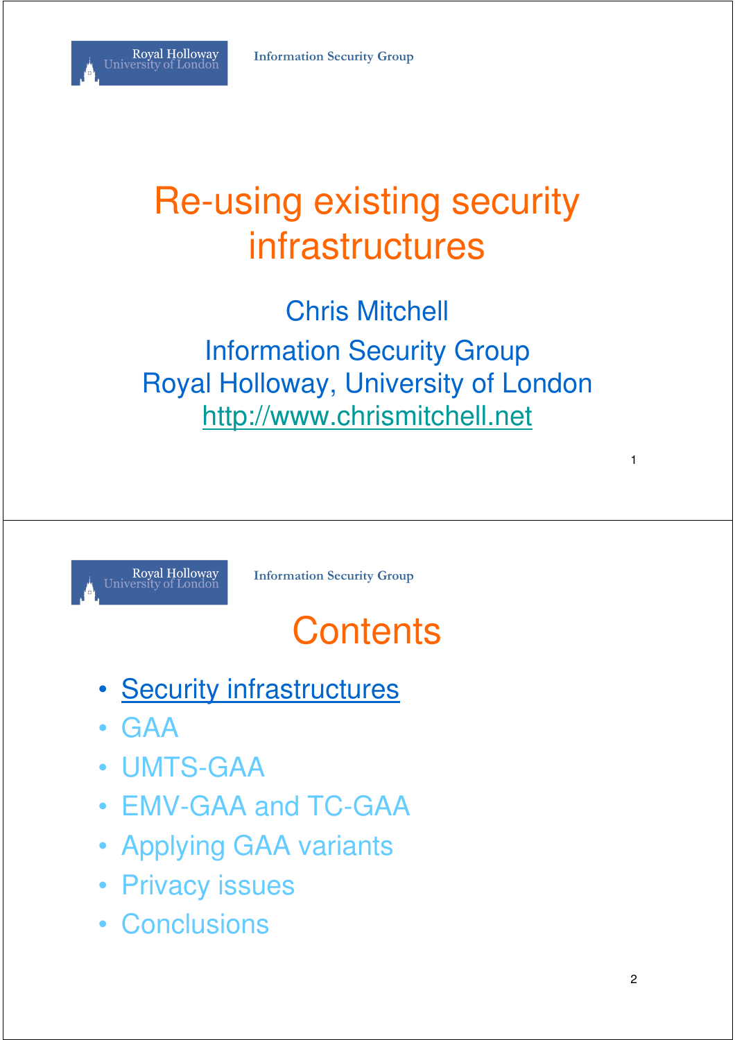# Re-using existing security infrastructures

Chris Mitchell

Information Security Group

Royal Holloway, University of London

http://www.chrismitchell.net

## Contents

- Security infrastructures
- GAA
- UMTS-GAA
- EMV-GAA and TC-GAA
- Applying GAA variants
- Privacy issues
- Conclusions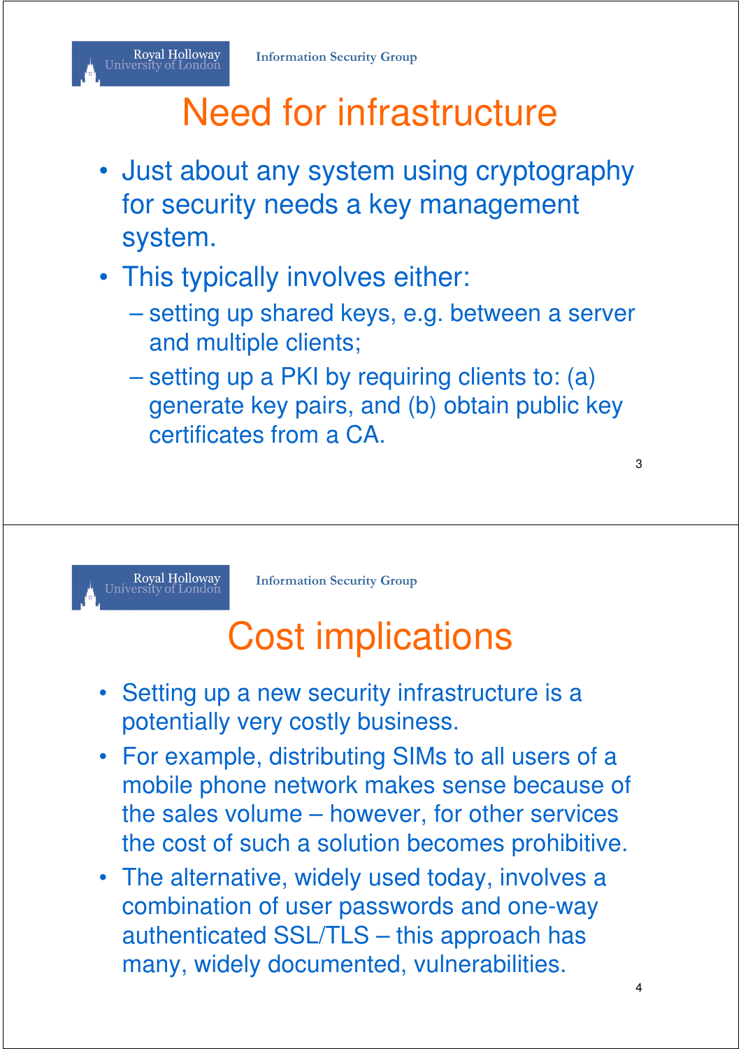# Need for infrastructure

- Just about any system using cryptography for security needs a key management system.
- This typically involves either:
  - setting up shared keys, e.g. between a server and multiple clients;
  - setting up a PKI by requiring clients to: (a) generate key pairs, and (b) obtain public key certificates from a CA.

# Cost implications

- Setting up a new security infrastructure is a potentially very costly business.
- For example, distributing SIMs to all users of a mobile phone network makes sense because of the sales volume – however, for other services the cost of such a solution becomes prohibitive.
- The alternative, widely used today, involves a combination of user passwords and one-way authenticated SSL/TLS – this approach has many, widely documented, vulnerabilities.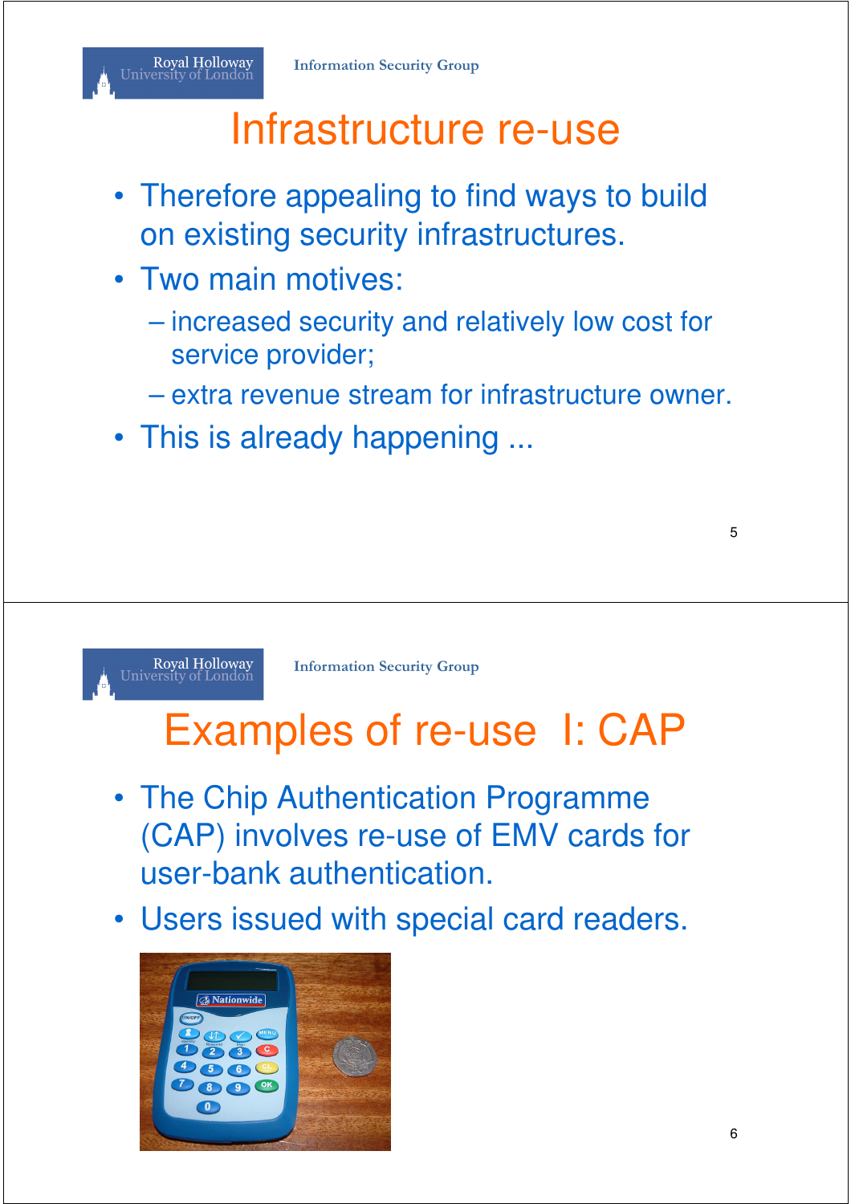# Infrastructure re-use

- Therefore appealing to find ways to build on existing security infrastructures.
- Two main motives:
  - increased security and relatively low cost for service provider;
  - extra revenue stream for infrastructure owner.
- This is already happening ...

# Examples of re-use I: CAP

- The Chip Authentication Programme (CAP) involves re-use of EMV cards for user-bank authentication.
- Users issued with special card readers.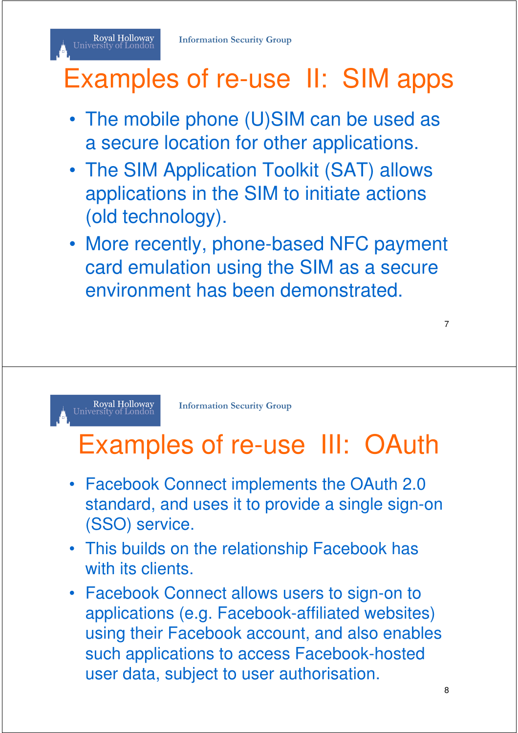# Examples of re-use II: SIM apps

- The mobile phone (U)SIM can be used as a secure location for other applications.
- The SIM Application Toolkit (SAT) allows applications in the SIM to initiate actions (old technology).
- More recently, phone-based NFC payment card emulation using the SIM as a secure environment has been demonstrated.

# Examples of re-use III: OAuth

- Facebook Connect implements the OAuth 2.0 standard, and uses it to provide a single sign-on (SSO) service.
- This builds on the relationship Facebook has with its clients.
- Facebook Connect allows users to sign-on to applications (e.g. Facebook-affiliated websites) using their Facebook account, and also enables such applications to access Facebook-hosted user data, subject to user authorisation.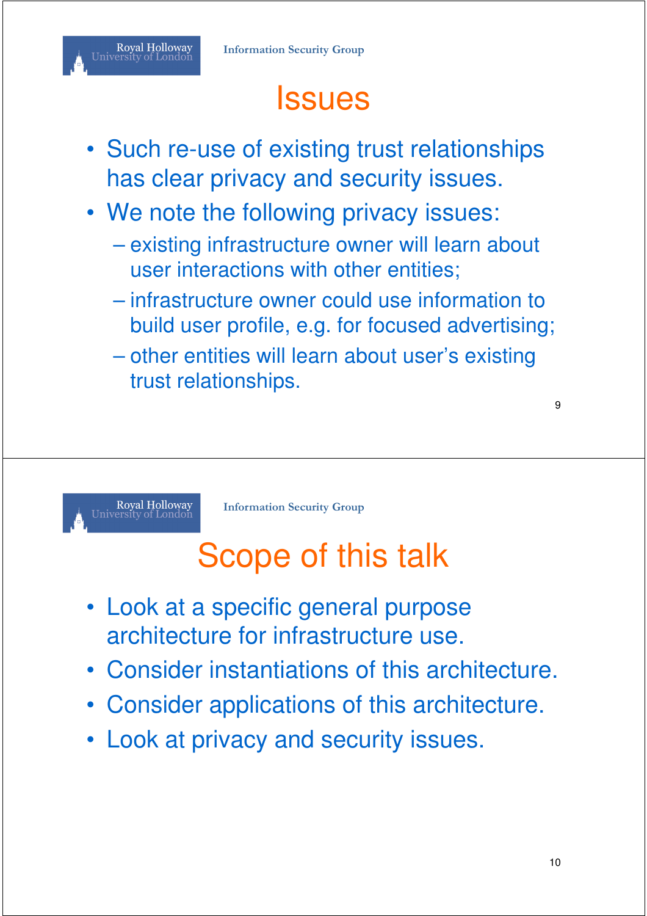# Issues

- Such re-use of existing trust relationships has clear privacy and security issues.
- We note the following privacy issues:
  - existing infrastructure owner will learn about user interactions with other entities;
  - infrastructure owner could use information to build user profile, e.g. for focused advertising;
  - other entities will learn about user's existing trust relationships.

# Scope of this talk

- Look at a specific general purpose architecture for infrastructure use.
- Consider instantiations of this architecture.
- Consider applications of this architecture.
- Look at privacy and security issues.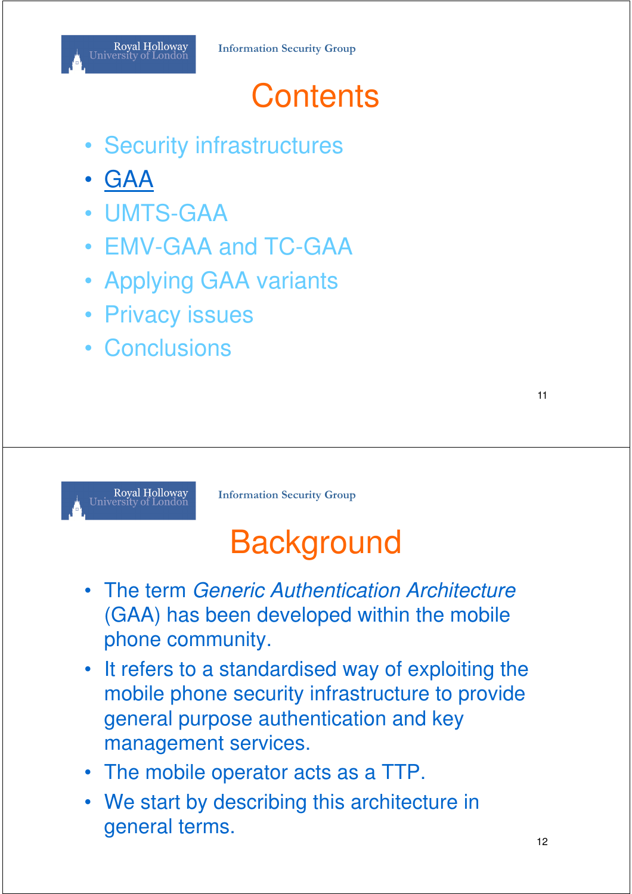# Contents

- Security infrastructures
- GAA
- UMTS-GAA
- EMV-GAA and TC-GAA
- Applying GAA variants
- Privacy issues
- Conclusions

# Background

- The term *Generic Authentication Architecture* (GAA) has been developed within the mobile phone community.
- It refers to a standardised way of exploiting the mobile phone security infrastructure to provide general purpose authentication and key management services.
- The mobile operator acts as a TTP.
- We start by describing this architecture in general terms.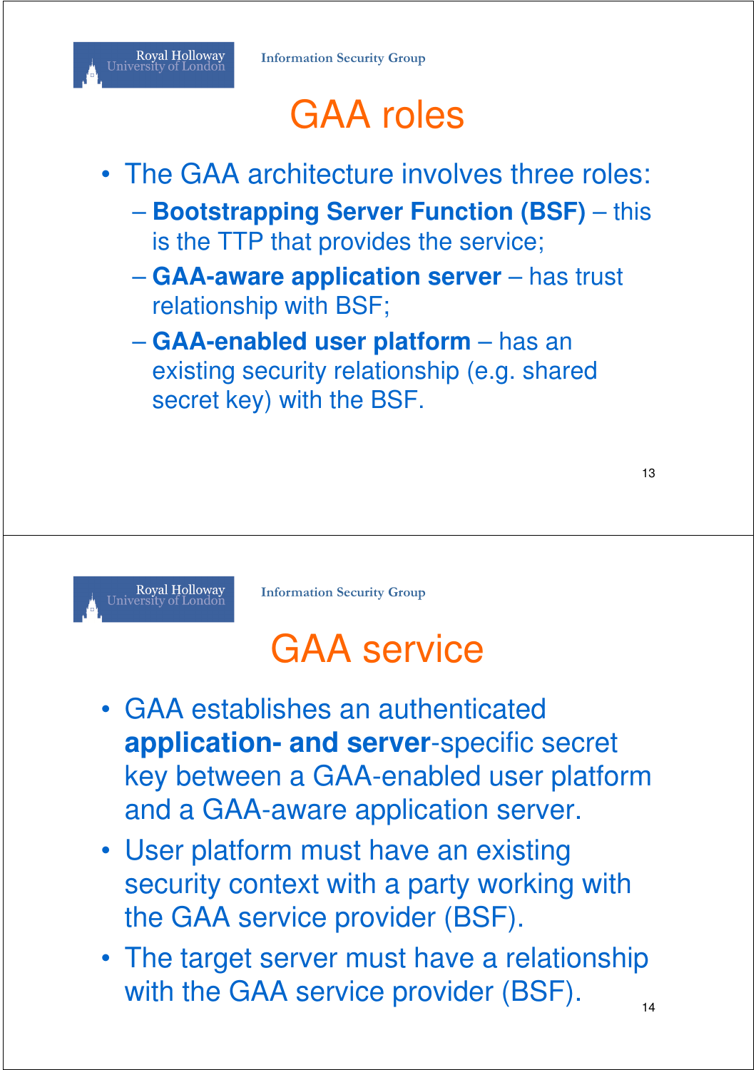# GAA roles

- The GAA architecture involves three roles:
  - **Bootstrapping Server Function (BSF)** – this is the TTP that provides the service;
  - **GAA-aware application server** – has trust relationship with BSF;
  - **GAA-enabled user platform** – has an existing security relationship (e.g. shared secret key) with the BSF.

# GAA service

- GAA establishes an authenticated **application- and server**-specific secret key between a GAA-enabled user platform and a GAA-aware application server.
- User platform must have an existing security context with a party working with the GAA service provider (BSF).
- The target server must have a relationship with the GAA service provider (BSF).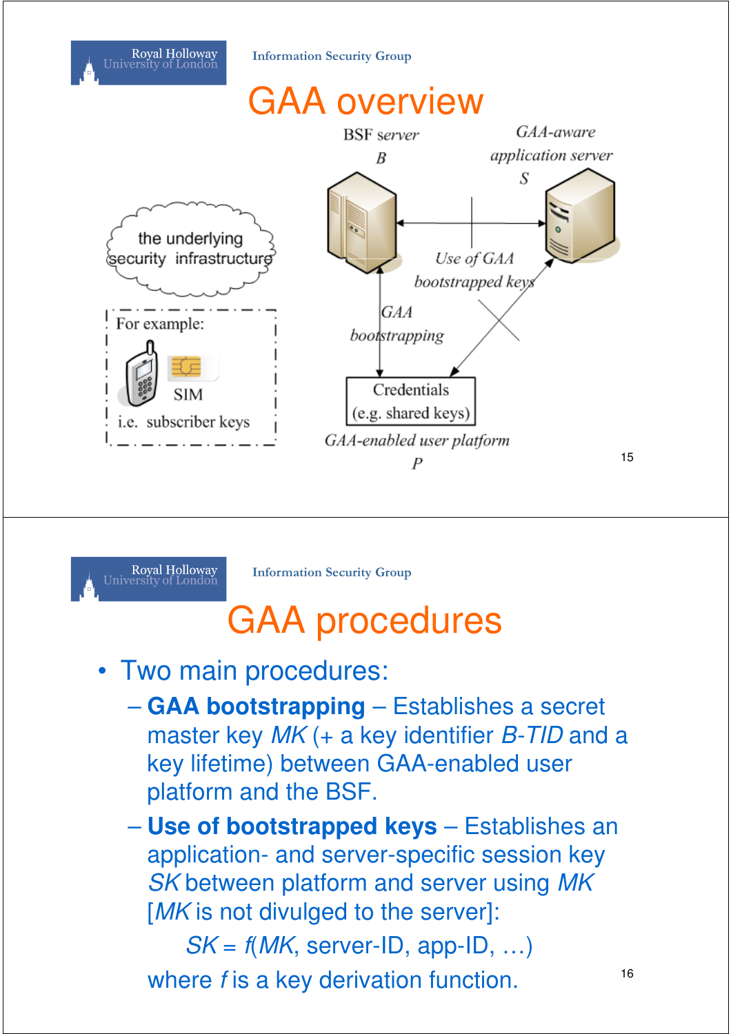# GAA overview

BSF server
B

GAA-aware
application server
S

the underlying security infrastructure

For example:

SIM

i.e. subscriber keys

Use of GAA bootstrapped keys

GAA bootstrapping

Credentials
(e.g. shared keys)

GAA-enabled user platform
P

# GAA procedures

- Two main procedures:
  - **GAA bootstrapping** – Establishes a secret master key *MK* (+ a key identifier *B-TID* and a key lifetime) between GAA-enabled user platform and the BSF.
  - **Use of bootstrapped keys** – Establishes an application- and server-specific session key *SK* between platform and server using *MK* [*MK* is not divulged to the server]:

    $SK = f(MK, \text{server-ID}, \text{app-ID}, \ldots)$

    where *f* is a key derivation function.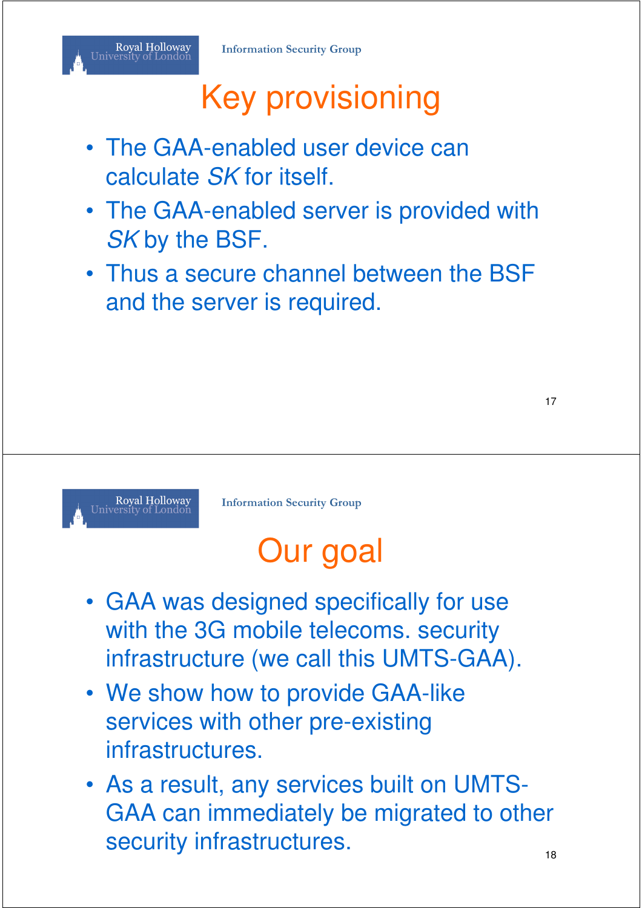# Key provisioning

- The GAA-enabled user device can calculate *SK* for itself.
- The GAA-enabled server is provided with *SK* by the BSF.
- Thus a secure channel between the BSF and the server is required.

# Our goal

- GAA was designed specifically for use with the 3G mobile telecoms. security infrastructure (we call this UMTS-GAA).
- We show how to provide GAA-like services with other pre-existing infrastructures.
- As a result, any services built on UMTS-GAA can immediately be migrated to other security infrastructures.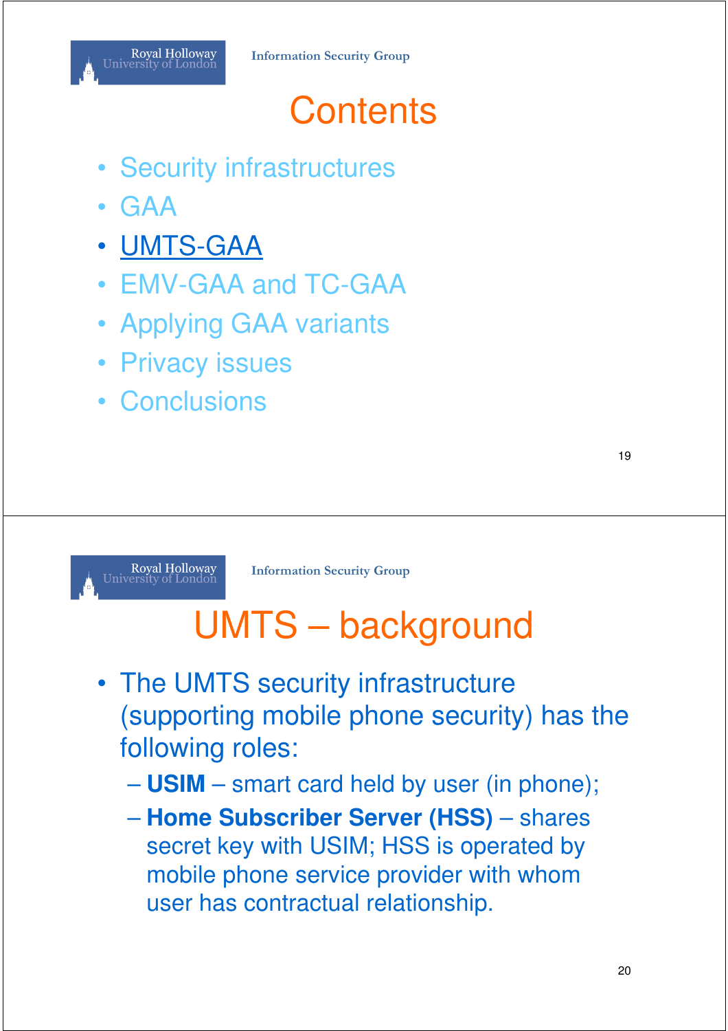# Contents

- Security infrastructures
- GAA
- UMTS-GAA
- EMV-GAA and TC-GAA
- Applying GAA variants
- Privacy issues
- Conclusions

# UMTS – background

- The UMTS security infrastructure (supporting mobile phone security) has the following roles:
  - **USIM** – smart card held by user (in phone);
  - **Home Subscriber Server (HSS)** – shares secret key with USIM; HSS is operated by mobile phone service provider with whom user has contractual relationship.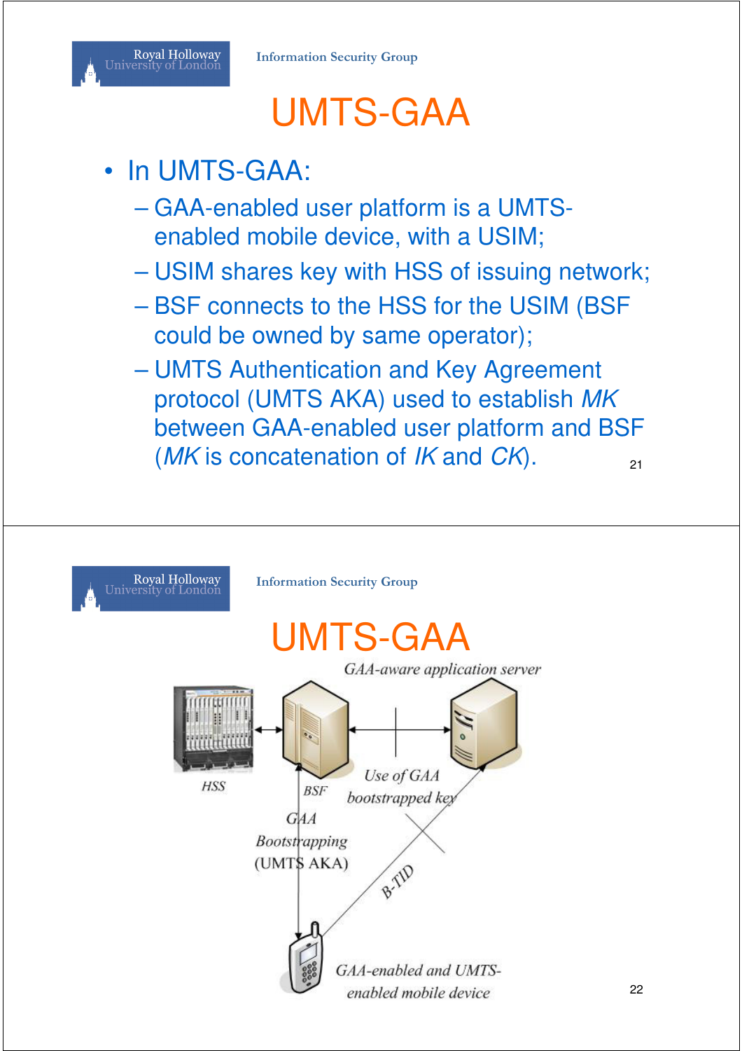# UMTS-GAA

- In UMTS-GAA:
  - GAA-enabled user platform is a UMTS-enabled mobile device, with a USIM;
  - USIM shares key with HSS of issuing network;
  - BSF connects to the HSS for the USIM (BSF could be owned by same operator);
  - UMTS Authentication and Key Agreement protocol (UMTS AKA) used to establish *MK* between GAA-enabled user platform and BSF (*MK* is concatenation of *IK* and *CK*).

# UMTS-GAA

GAA-aware application server

HSS

BSF

Use of GAA bootstrapped key

GAA Bootstrapping (UMTS AKA)

B-TID

GAA-enabled and UMTS-enabled mobile device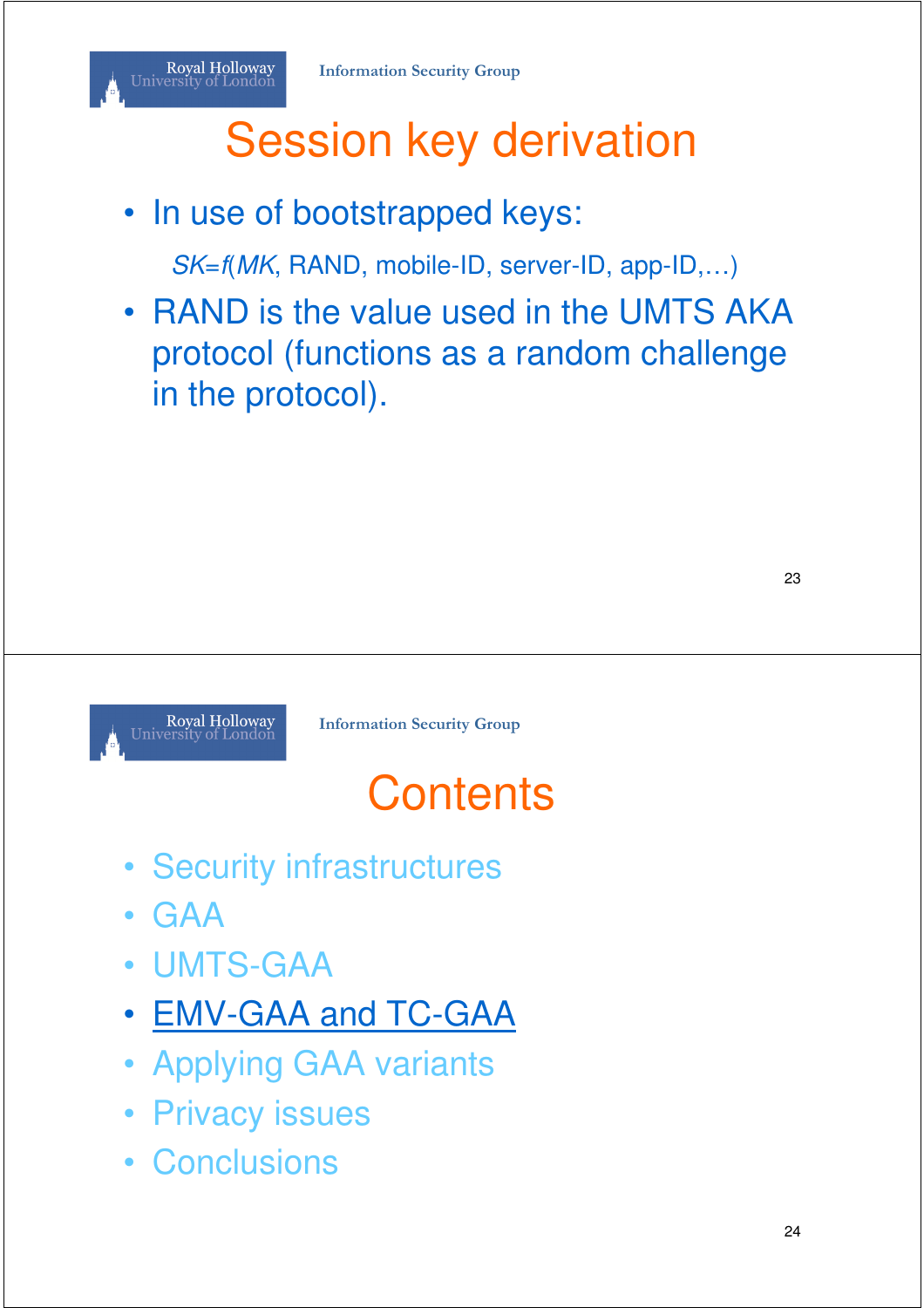# Session key derivation

- In use of bootstrapped keys:

  $SK=f(MK, \text{RAND}, \text{mobile-ID}, \text{server-ID}, \text{app-ID}, \ldots)$

- RAND is the value used in the UMTS AKA protocol (functions as a random challenge in the protocol).

# Contents

- Security infrastructures
- GAA
- UMTS-GAA
- EMV-GAA and TC-GAA
- Applying GAA variants
- Privacy issues
- Conclusions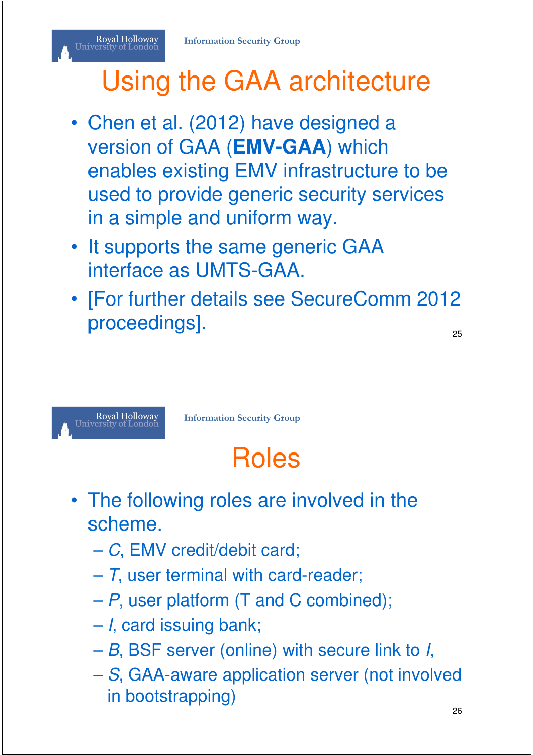# Using the GAA architecture

- Chen et al. (2012) have designed a version of GAA (**EMV-GAA**) which enables existing EMV infrastructure to be used to provide generic security services in a simple and uniform way.
- It supports the same generic GAA interface as UMTS-GAA.
- [For further details see SecureComm 2012 proceedings].

# Roles

- The following roles are involved in the scheme.
  - *C*, EMV credit/debit card;
  - *T*, user terminal with card-reader;
  - *P*, user platform (T and C combined);
  - *I*, card issuing bank;
  - *B*, BSF server (online) with secure link to *I*,
  - *S*, GAA-aware application server (not involved in bootstrapping)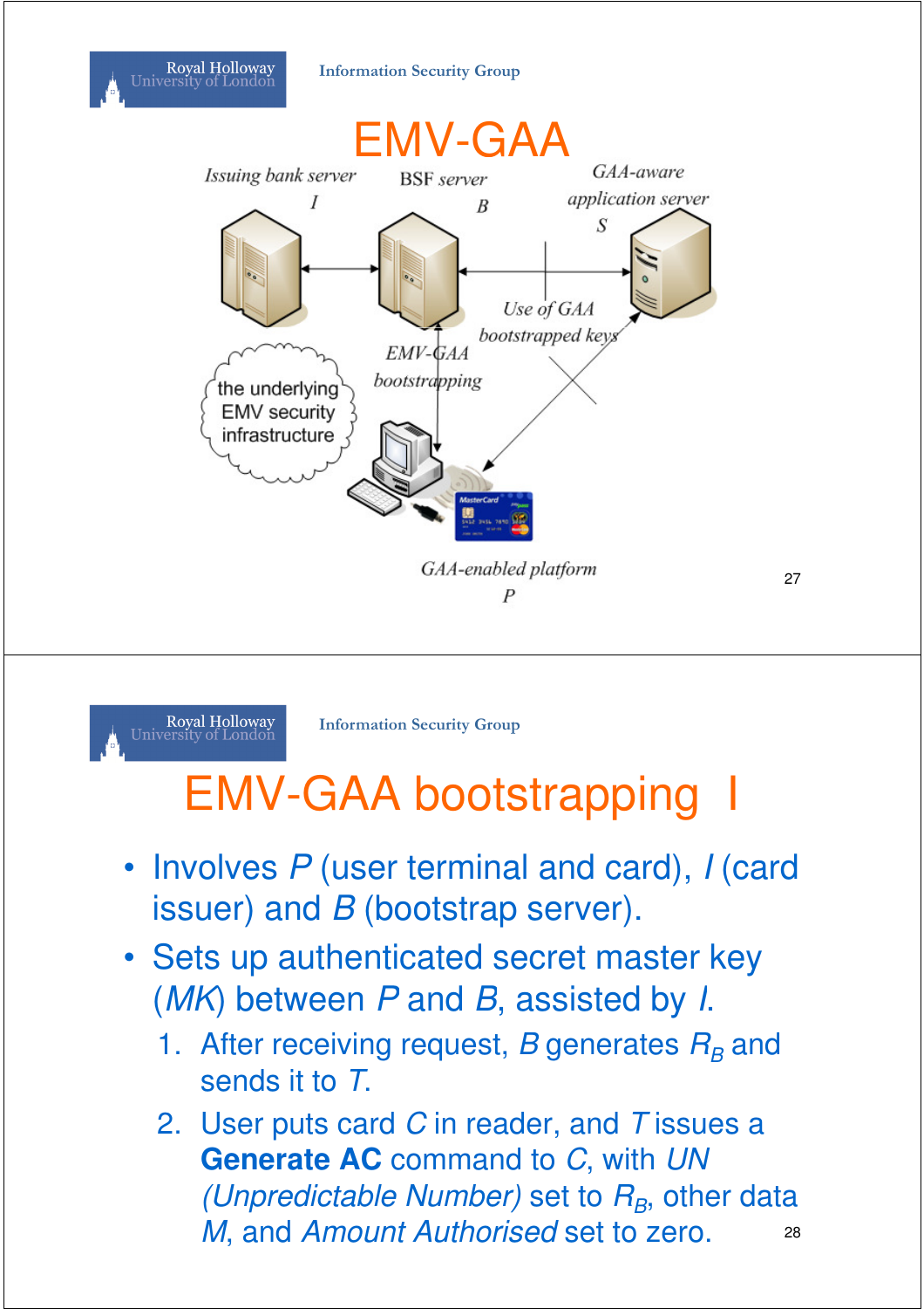# EMV-GAA

Issuing bank server
I

BSF server
B

GAA-aware application server
S

Use of GAA bootstrapped keys

EMV-GAA bootstrapping

the underlying EMV security infrastructure

GAA-enabled platform
P

# EMV-GAA bootstrapping I

- Involves *P* (user terminal and card), *I* (card issuer) and *B* (bootstrap server).
- Sets up authenticated secret master key (*MK*) between *P* and *B*, assisted by *I*.
  1. After receiving request, *B* generates $R_B$ and sends it to *T*.
  2. User puts card *C* in reader, and *T* issues a **Generate AC** command to *C*, with *UN (Unpredictable Number)* set to $R_B$, other data *M*, and *Amount Authorised* set to zero.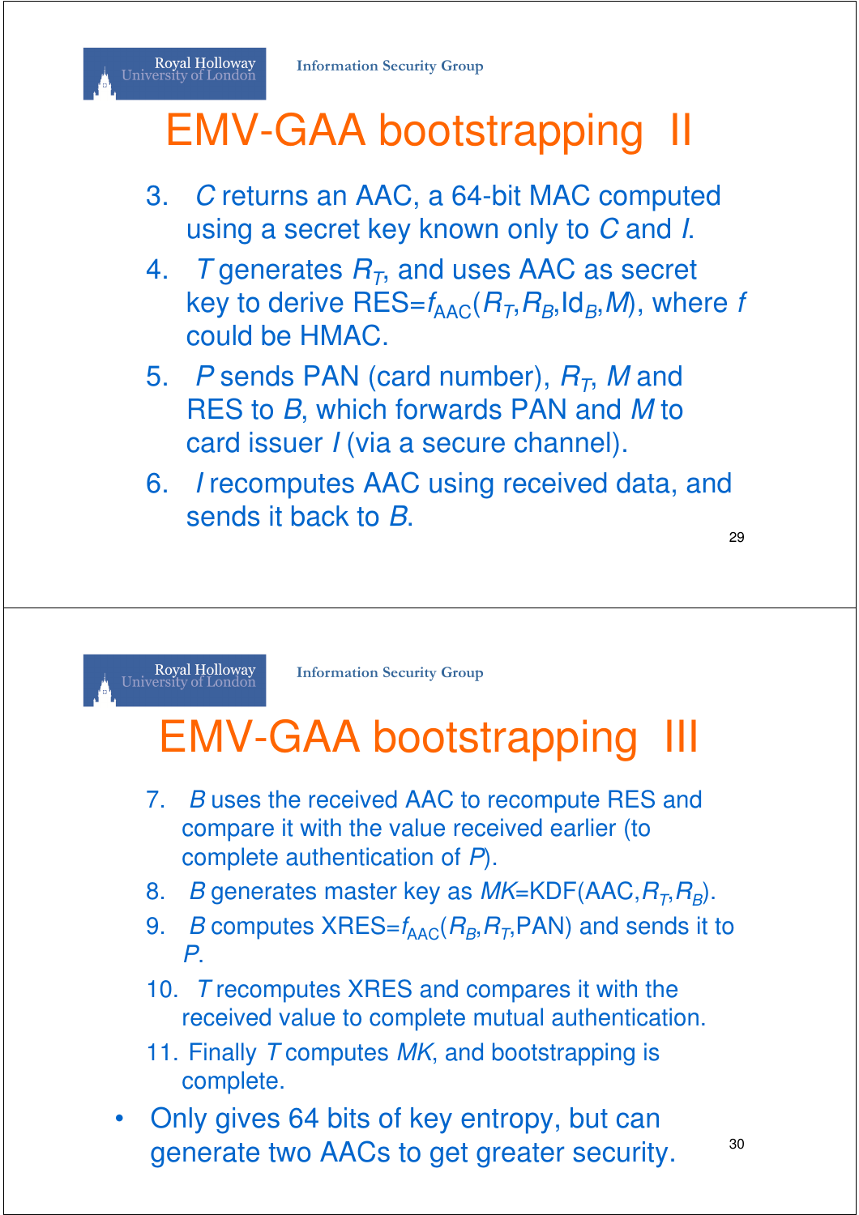# EMV-GAA bootstrapping II

3. *C* returns an AAC, a 64-bit MAC computed using a secret key known only to *C* and *I*.
4. *T* generates $R_T$, and uses AAC as secret key to derive RES=$f_{AAC}(R_T,R_B,\mathrm{Id}_B,M)$, where *f* could be HMAC.
5. *P* sends PAN (card number), $R_T$, *M* and RES to *B*, which forwards PAN and *M* to card issuer *I* (via a secure channel).
6. *I* recomputes AAC using received data, and sends it back to *B*.

# EMV-GAA bootstrapping III

7. *B* uses the received AAC to recompute RES and compare it with the value received earlier (to complete authentication of *P*).
8. *B* generates master key as *MK*=KDF(AAC,$R_T$,$R_B$).
9. *B* computes XRES=$f_{AAC}(R_B,R_T,\mathrm{PAN})$ and sends it to *P*.
10. *T* recomputes XRES and compares it with the received value to complete mutual authentication.
11. Finally *T* computes *MK*, and bootstrapping is complete.

- Only gives 64 bits of key entropy, but can generate two AACs to get greater security.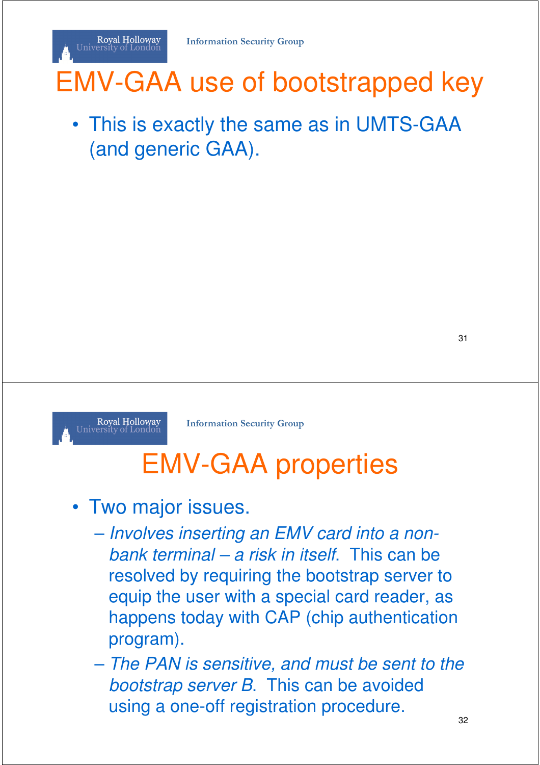# EMV-GAA use of bootstrapped key

- This is exactly the same as in UMTS-GAA (and generic GAA).

# EMV-GAA properties

- Two major issues.
  - *Involves inserting an EMV card into a non-bank terminal – a risk in itself*. This can be resolved by requiring the bootstrap server to equip the user with a special card reader, as happens today with CAP (chip authentication program).
  - *The PAN is sensitive, and must be sent to the bootstrap server B*. This can be avoided using a one-off registration procedure.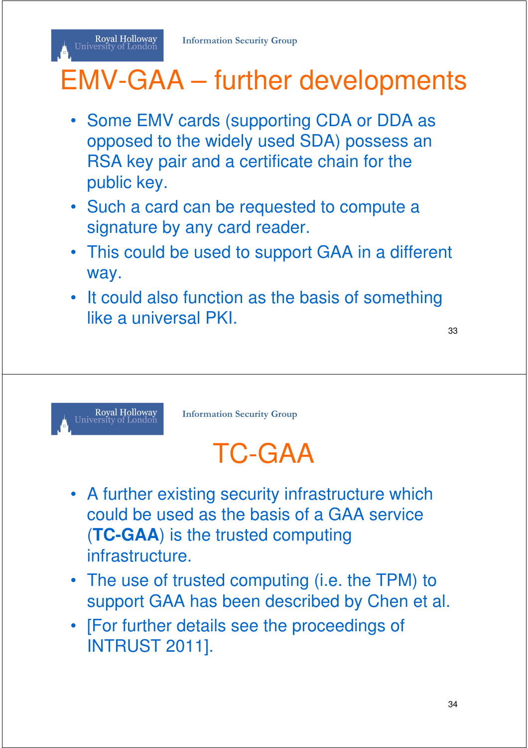# EMV-GAA – further developments

- Some EMV cards (supporting CDA or DDA as opposed to the widely used SDA) possess an RSA key pair and a certificate chain for the public key.
- Such a card can be requested to compute a signature by any card reader.
- This could be used to support GAA in a different way.
- It could also function as the basis of something like a universal PKI.

# TC-GAA

- A further existing security infrastructure which could be used as the basis of a GAA service (**TC-GAA**) is the trusted computing infrastructure.
- The use of trusted computing (i.e. the TPM) to support GAA has been described by Chen et al.
- [For further details see the proceedings of INTRUST 2011].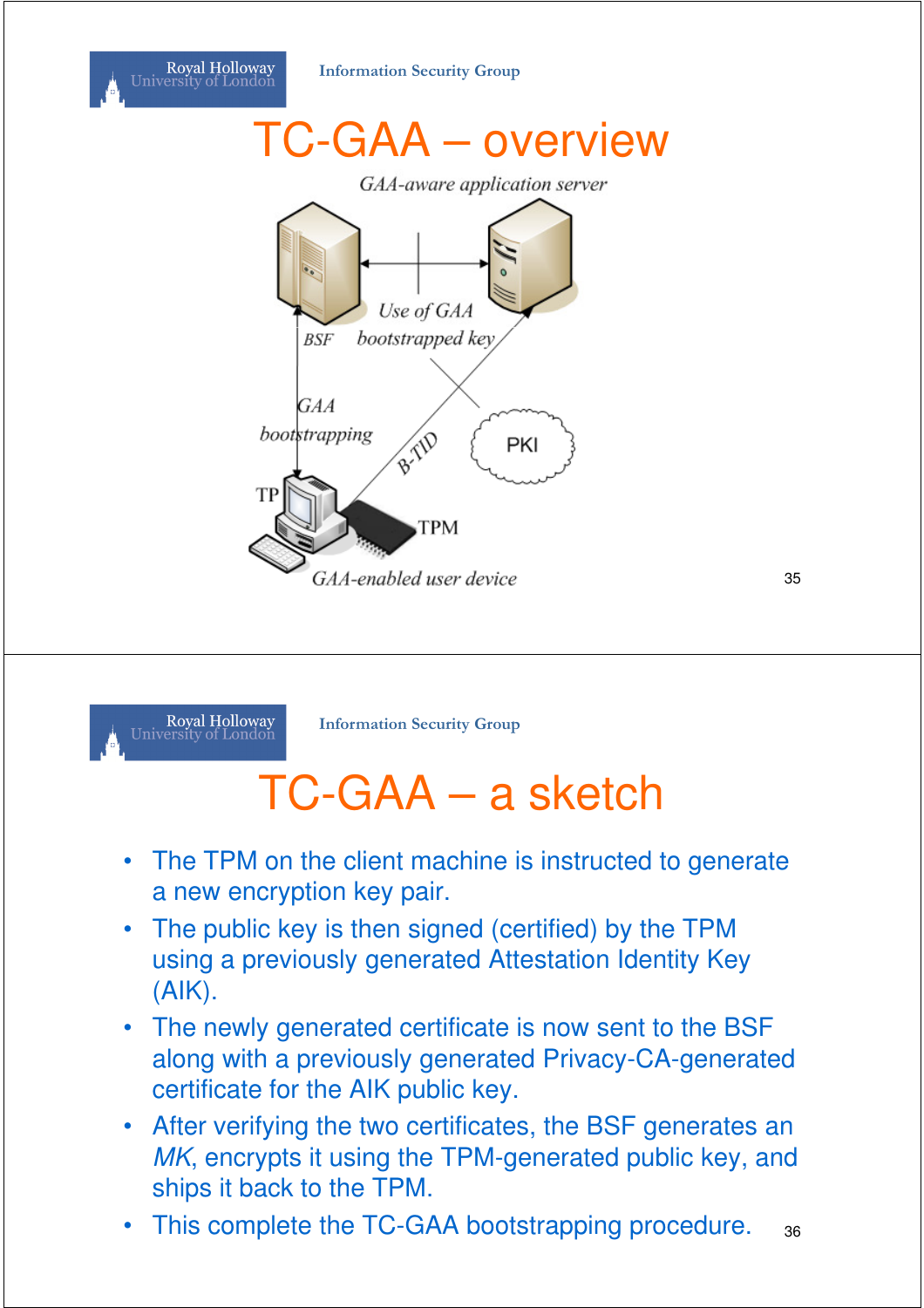# TC-GAA – overview

GAA-aware application server

Use of GAA bootstrapped key

BSF

GAA bootstrapping

B-TID

PKI

TP

TPM

GAA-enabled user device

# TC-GAA – a sketch

- The TPM on the client machine is instructed to generate a new encryption key pair.
- The public key is then signed (certified) by the TPM using a previously generated Attestation Identity Key (AIK).
- The newly generated certificate is now sent to the BSF along with a previously generated Privacy-CA-generated certificate for the AIK public key.
- After verifying the two certificates, the BSF generates an *MK*, encrypts it using the TPM-generated public key, and ships it back to the TPM.
- This complete the TC-GAA bootstrapping procedure.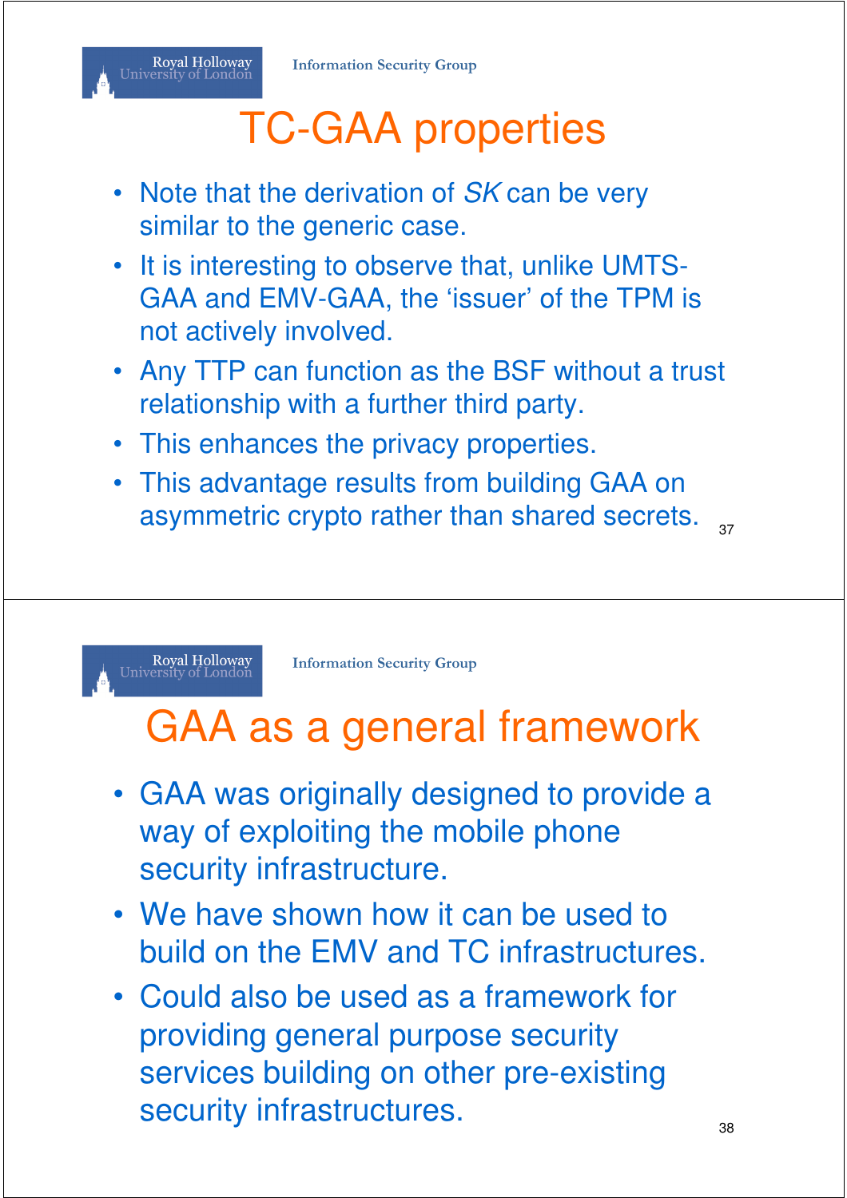# TC-GAA properties

- Note that the derivation of *SK* can be very similar to the generic case.
- It is interesting to observe that, unlike UMTS-GAA and EMV-GAA, the 'issuer' of the TPM is not actively involved.
- Any TTP can function as the BSF without a trust relationship with a further third party.
- This enhances the privacy properties.
- This advantage results from building GAA on asymmetric crypto rather than shared secrets.

# GAA as a general framework

- GAA was originally designed to provide a way of exploiting the mobile phone security infrastructure.
- We have shown how it can be used to build on the EMV and TC infrastructures.
- Could also be used as a framework for providing general purpose security services building on other pre-existing security infrastructures.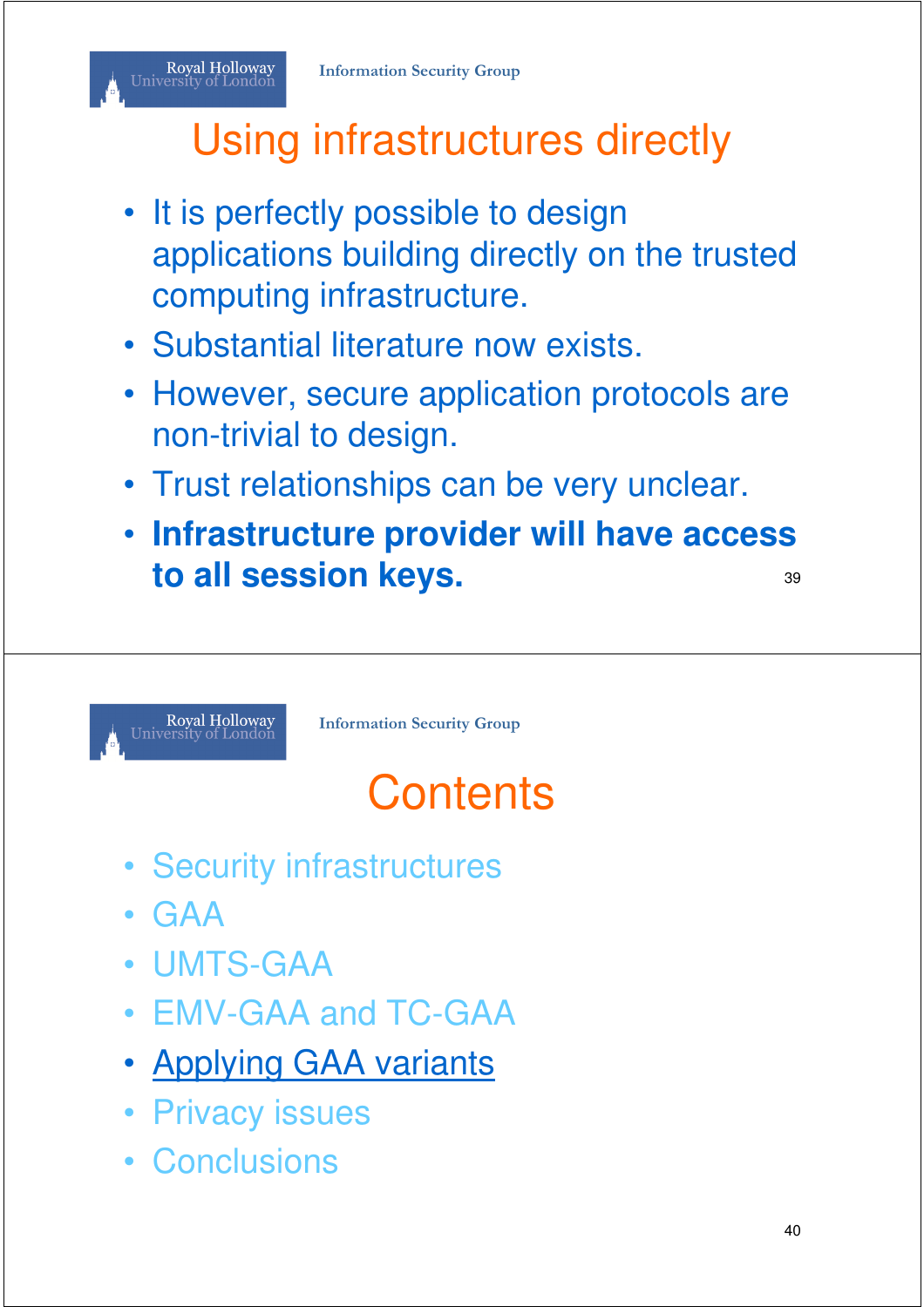## Using infrastructures directly

- It is perfectly possible to design applications building directly on the trusted computing infrastructure.
- Substantial literature now exists.
- However, secure application protocols are non-trivial to design.
- Trust relationships can be very unclear.
- **Infrastructure provider will have access to all session keys.**

## Contents

- Security infrastructures
- GAA
- UMTS-GAA
- EMV-GAA and TC-GAA
- Applying GAA variants
- Privacy issues
- Conclusions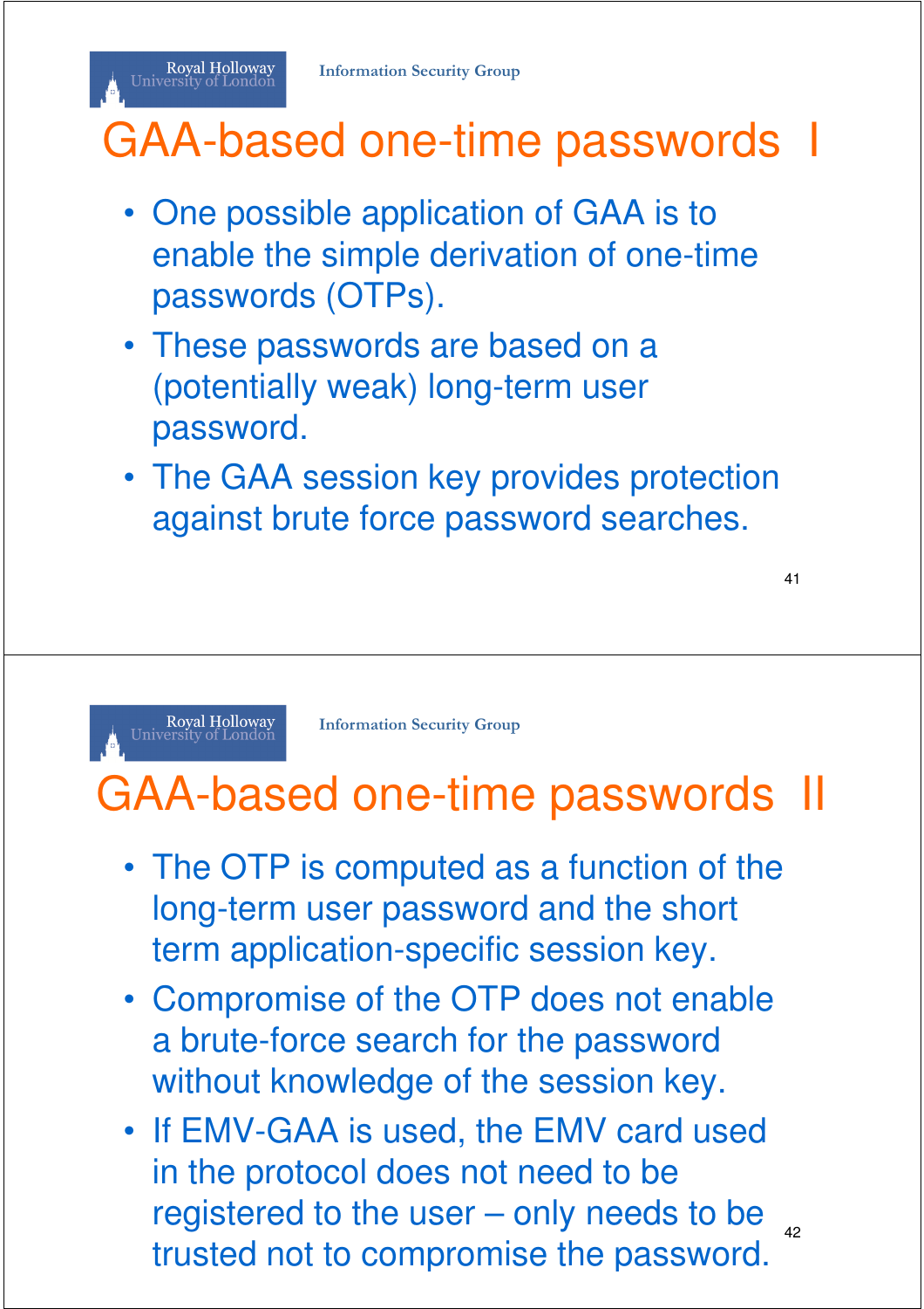# GAA-based one-time passwords I

- One possible application of GAA is to enable the simple derivation of one-time passwords (OTPs).
- These passwords are based on a (potentially weak) long-term user password.
- The GAA session key provides protection against brute force password searches.

# GAA-based one-time passwords II

- The OTP is computed as a function of the long-term user password and the short term application-specific session key.
- Compromise of the OTP does not enable a brute-force search for the password without knowledge of the session key.
- If EMV-GAA is used, the EMV card used in the protocol does not need to be registered to the user – only needs to be trusted not to compromise the password.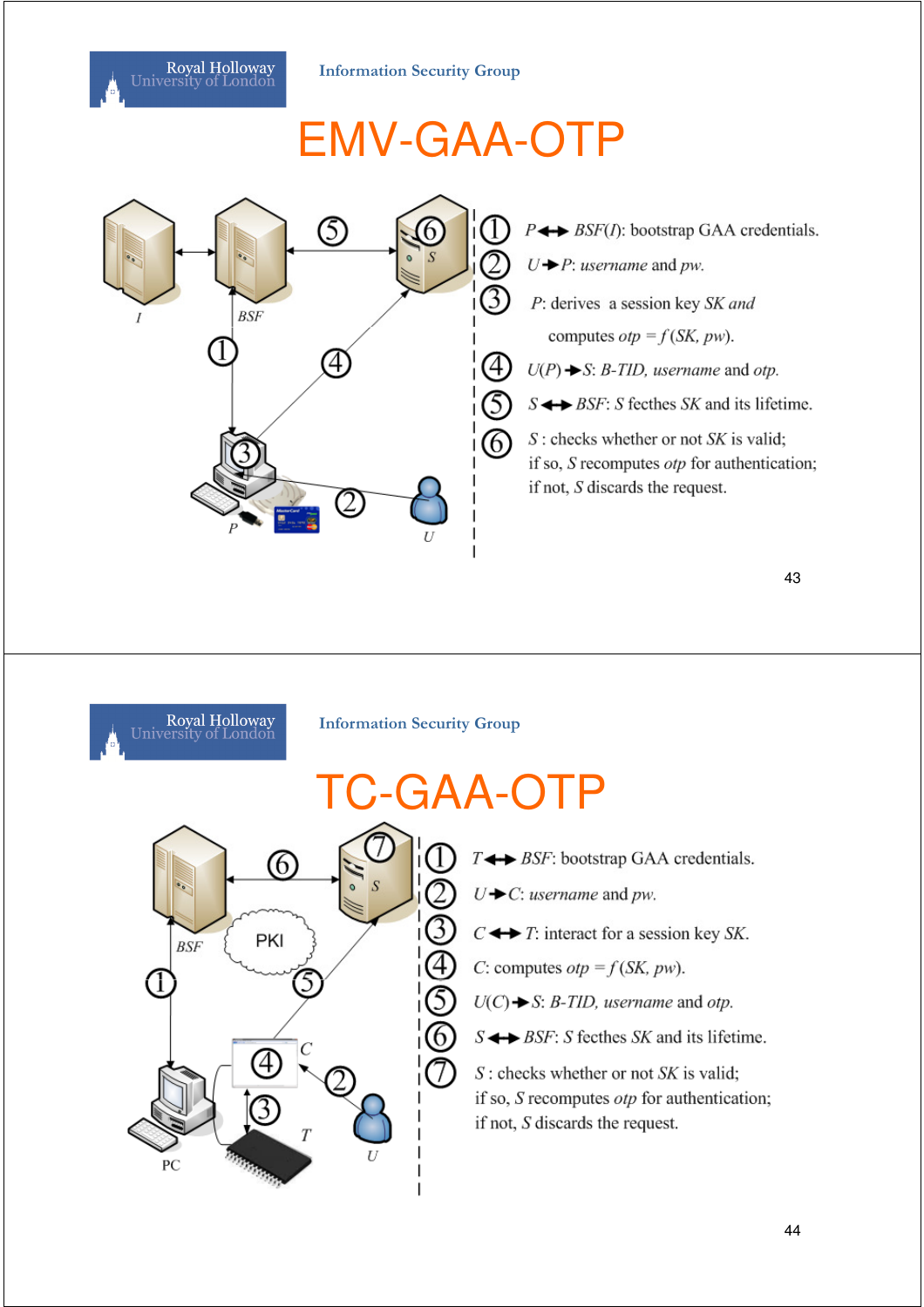# EMV-GAA-OTP

I

BSF

S

P

U

1. $P \leftrightarrow BSF(I)$: bootstrap GAA credentials.
2. $U \rightarrow P$: *username* and *pw*.
3. *P*: derives a session key *SK and* computes $otp = f(SK, pw)$.
4. $U(P) \rightarrow S$: *B-TID*, *username* and *otp*.
5. $S \leftrightarrow BSF$: *S* fecthes *SK* and its lifetime.
6. *S* : checks whether or not *SK* is valid; if so, *S* recomputes *otp* for authentication; if not, *S* discards the request.

# TC-GAA-OTP

BSF

S

PKI

C

PC

T

U

1. $T \leftrightarrow BSF$: bootstrap GAA credentials.
2. $U \rightarrow C$: *username* and *pw*.
3. $C \leftrightarrow T$: interact for a session key *SK*.
4. *C*: computes $otp = f(SK, pw)$.
5. $U(C) \rightarrow S$: *B-TID*, *username* and *otp*.
6. $S \leftrightarrow BSF$: *S* fecthes *SK* and its lifetime.
7. *S* : checks whether or not *SK* is valid; if so, *S* recomputes *otp* for authentication; if not, *S* discards the request.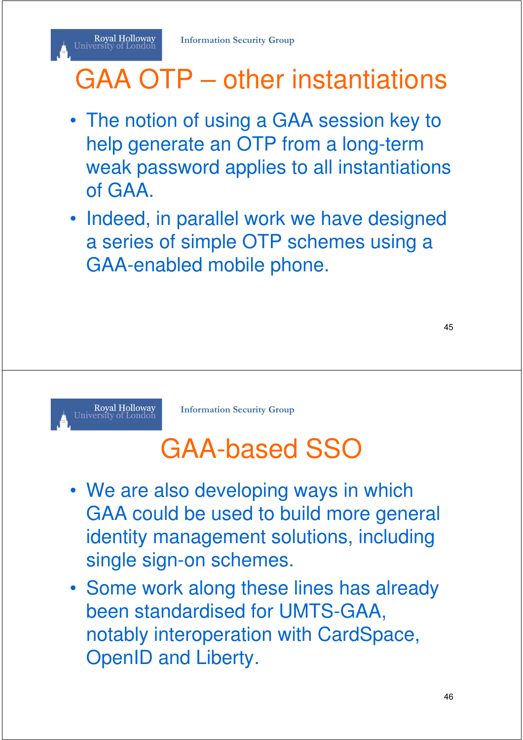# GAA OTP – other instantiations

- The notion of using a GAA session key to help generate an OTP from a long-term weak password applies to all instantiations of GAA.
- Indeed, in parallel work we have designed a series of simple OTP schemes using a GAA-enabled mobile phone.

# GAA-based SSO

- We are also developing ways in which GAA could be used to build more general identity management solutions, including single sign-on schemes.
- Some work along these lines has already been standardised for UMTS-GAA, notably interoperation with CardSpace, OpenID and Liberty.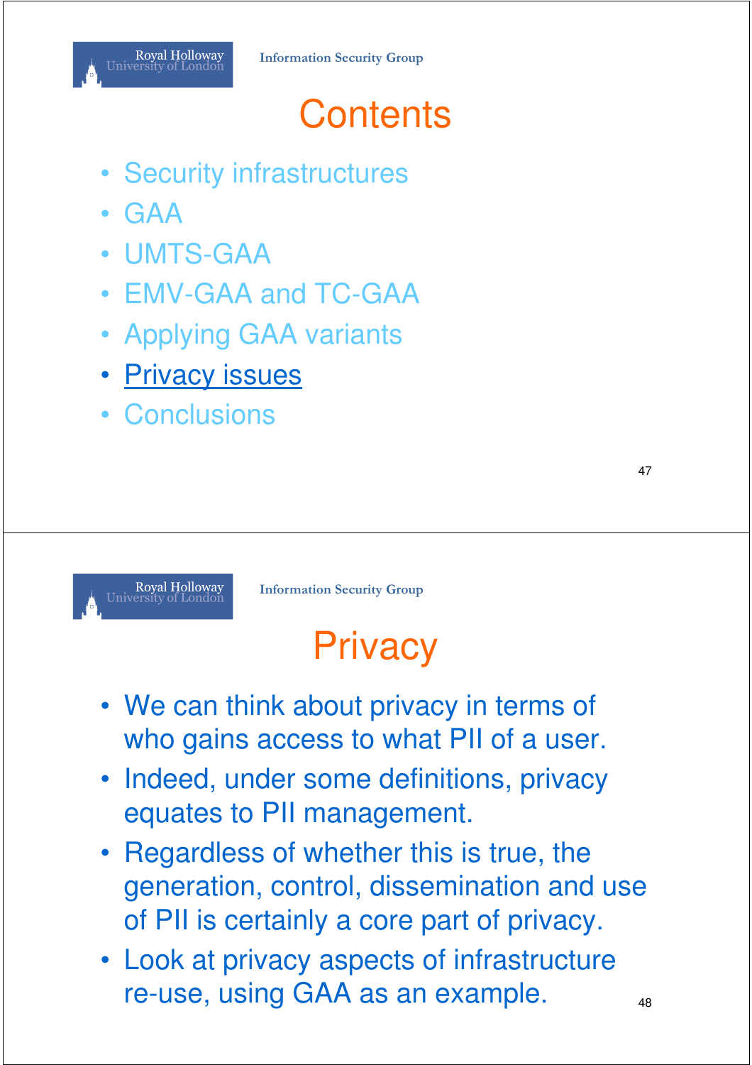# Contents

- Security infrastructures
- GAA
- UMTS-GAA
- EMV-GAA and TC-GAA
- Applying GAA variants
- Privacy issues
- Conclusions

# Privacy

- We can think about privacy in terms of who gains access to what PII of a user.
- Indeed, under some definitions, privacy equates to PII management.
- Regardless of whether this is true, the generation, control, dissemination and use of PII is certainly a core part of privacy.
- Look at privacy aspects of infrastructure re-use, using GAA as an example.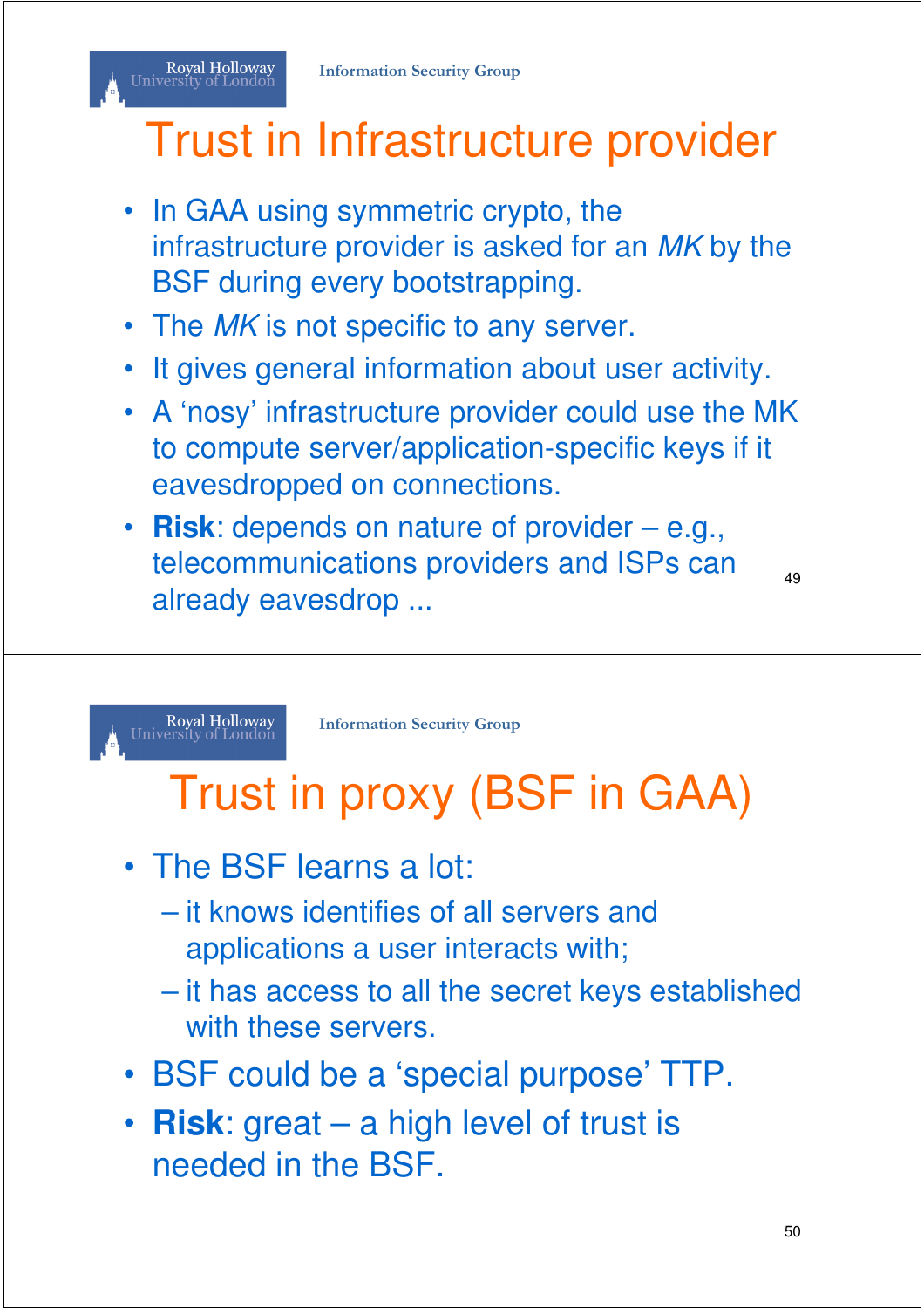# Trust in Infrastructure provider

- In GAA using symmetric crypto, the infrastructure provider is asked for an *MK* by the BSF during every bootstrapping.
- The *MK* is not specific to any server.
- It gives general information about user activity.
- A 'nosy' infrastructure provider could use the MK to compute server/application-specific keys if it eavesdropped on connections.
- **Risk**: depends on nature of provider – e.g., telecommunications providers and ISPs can already eavesdrop ...

# Trust in proxy (BSF in GAA)

- The BSF learns a lot:
  - it knows identifies of all servers and applications a user interacts with;
  - it has access to all the secret keys established with these servers.
- BSF could be a 'special purpose' TTP.
- **Risk**: great – a high level of trust is needed in the BSF.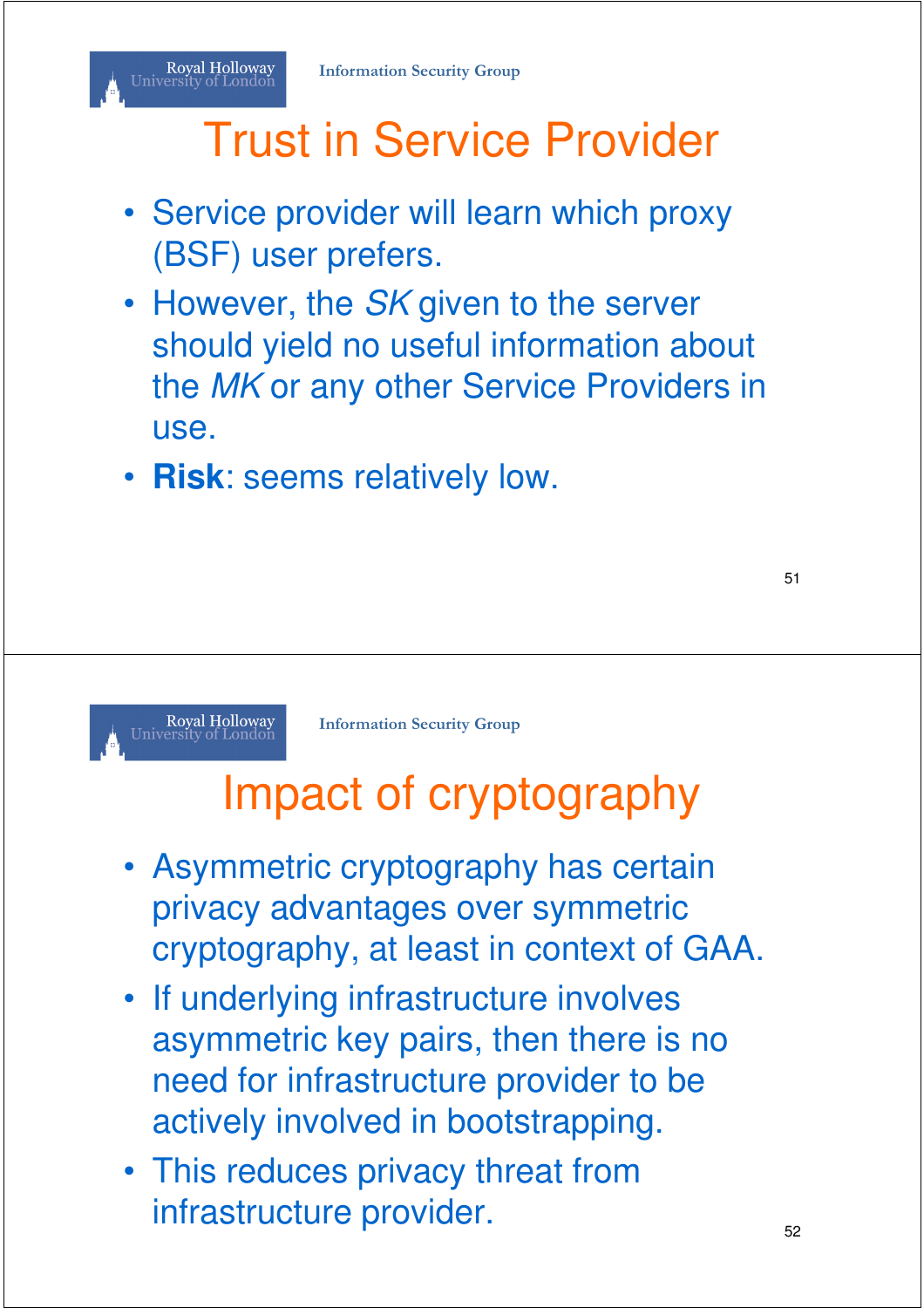# Trust in Service Provider

- Service provider will learn which proxy (BSF) user prefers.
- However, the *SK* given to the server should yield no useful information about the *MK* or any other Service Providers in use.
- **Risk**: seems relatively low.

# Impact of cryptography

- Asymmetric cryptography has certain privacy advantages over symmetric cryptography, at least in context of GAA.
- If underlying infrastructure involves asymmetric key pairs, then there is no need for infrastructure provider to be actively involved in bootstrapping.
- This reduces privacy threat from infrastructure provider.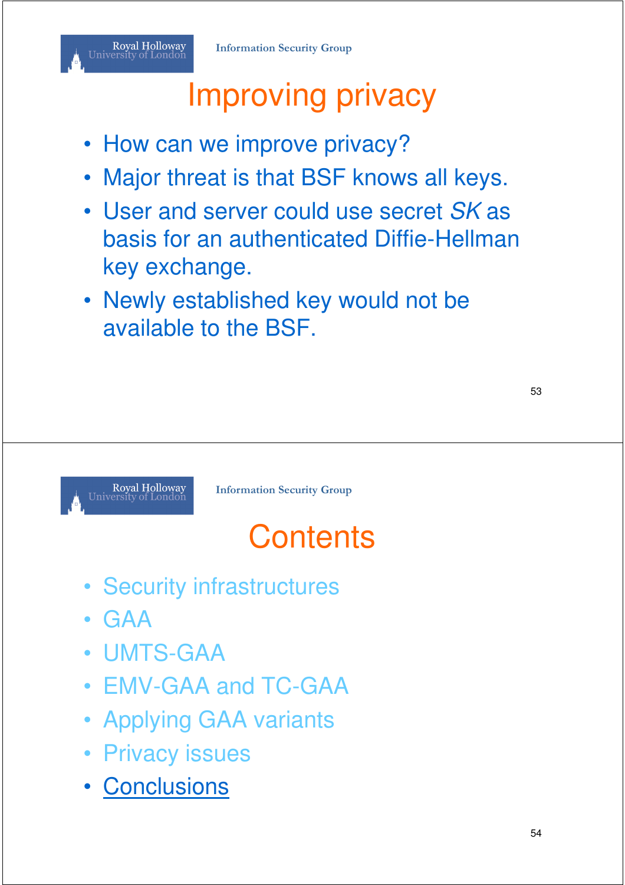# Improving privacy

- How can we improve privacy?
- Major threat is that BSF knows all keys.
- User and server could use secret *SK* as basis for an authenticated Diffie-Hellman key exchange.
- Newly established key would not be available to the BSF.

# Contents

- Security infrastructures
- GAA
- UMTS-GAA
- EMV-GAA and TC-GAA
- Applying GAA variants
- Privacy issues
- Conclusions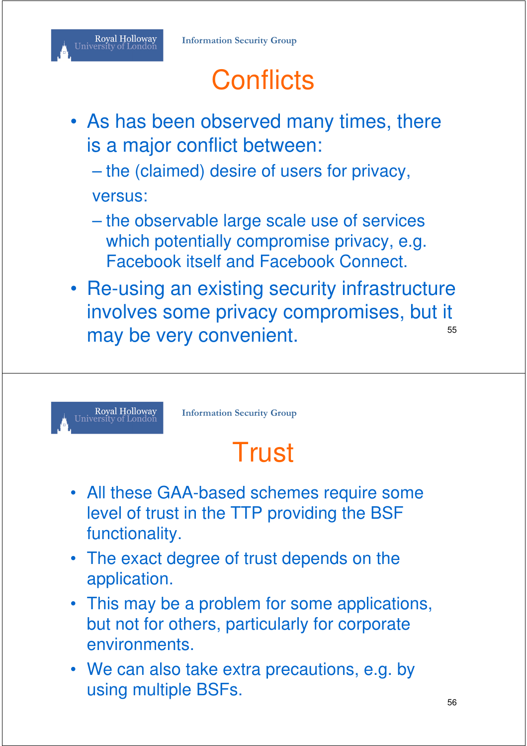# Conflicts

- As has been observed many times, there is a major conflict between:
  - the (claimed) desire of users for privacy,

  versus:
  - the observable large scale use of services which potentially compromise privacy, e.g. Facebook itself and Facebook Connect.
- Re-using an existing security infrastructure involves some privacy compromises, but it may be very convenient.

# Trust

- All these GAA-based schemes require some level of trust in the TTP providing the BSF functionality.
- The exact degree of trust depends on the application.
- This may be a problem for some applications, but not for others, particularly for corporate environments.
- We can also take extra precautions, e.g. by using multiple BSFs.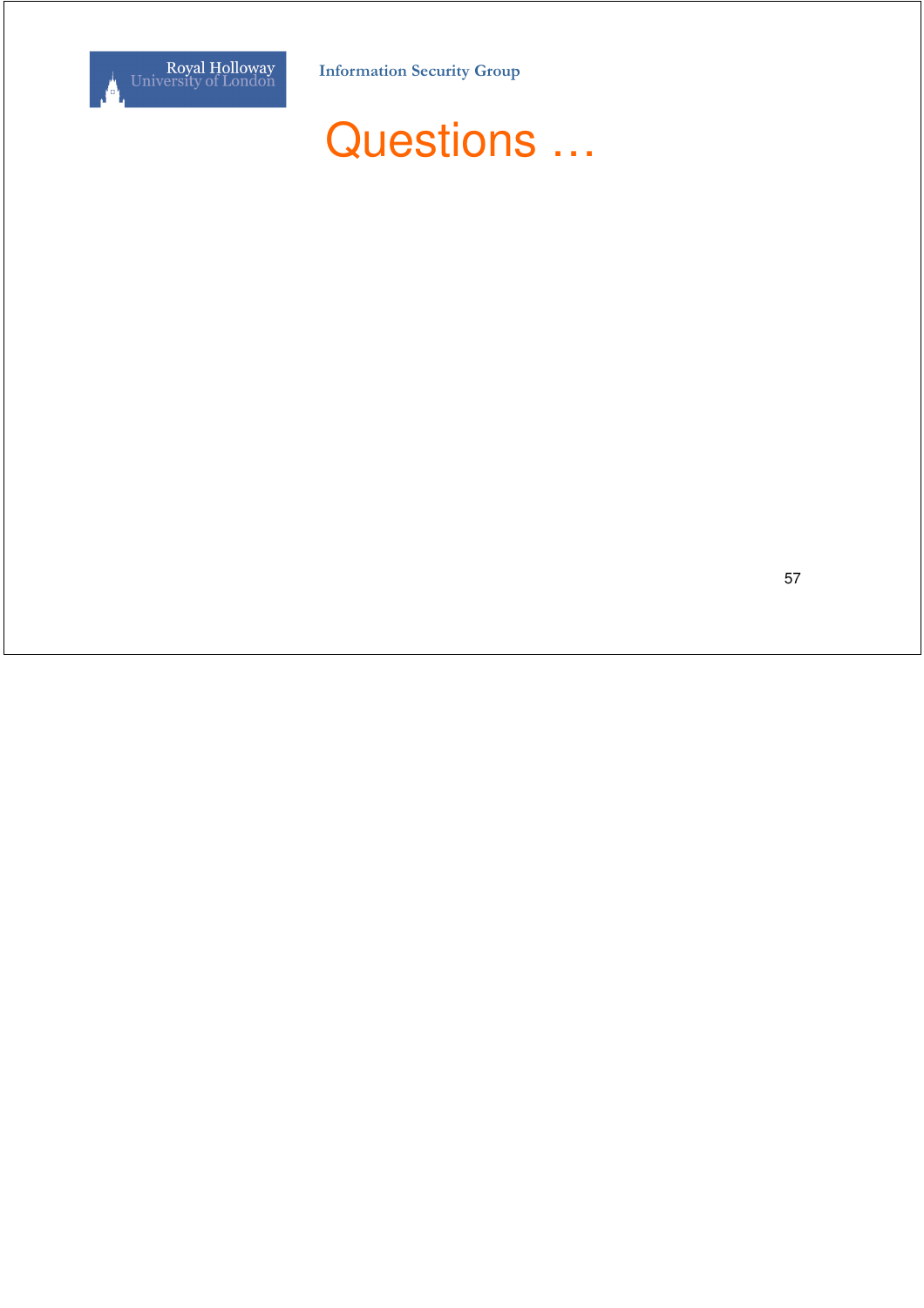# Questions …